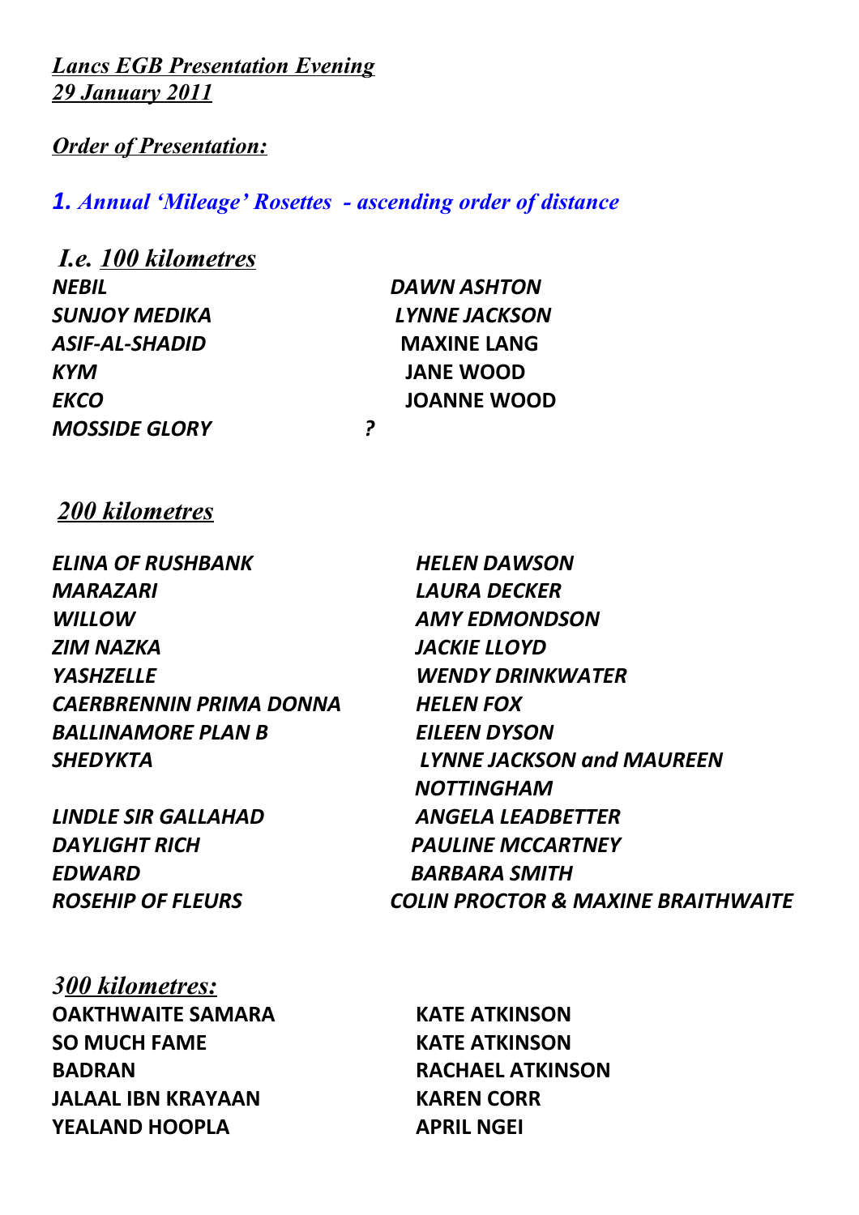***Lancs EGB Presentation Evening***
***29 January 2011***

***Order of Presentation:***

## *1. Annual 'Mileage' Rosettes - ascending order of distance*

***I.e. 100 kilometres***

| | |
|---|---|
| *NEBIL* | *DAWN ASHTON* |
| *SUNJOY MEDIKA* | *LYNNE JACKSON* |
| *ASIF-AL-SHADID* | MAXINE LANG |
| *KYM* | JANE WOOD |
| *EKCO* | JOANNE WOOD |
| *MOSSIDE GLORY* | *?* |

***200 kilometres***

| | |
|---|---|
| *ELINA OF RUSHBANK* | *HELEN DAWSON* |
| *MARAZARI* | *LAURA DECKER* |
| *WILLOW* | *AMY EDMONDSON* |
| *ZIM NAZKA* | *JACKIE LLOYD* |
| *YASHZELLE* | *WENDY DRINKWATER* |
| *CAERBRENNIN PRIMA DONNA* | *HELEN FOX* |
| *BALLINAMORE PLAN B* | *EILEEN DYSON* |
| *SHEDYKTA* | *LYNNE JACKSON and MAUREEN NOTTINGHAM* |
| *LINDLE SIR GALLAHAD* | *ANGELA LEADBETTER* |
| *DAYLIGHT RICH* | *PAULINE MCCARTNEY* |
| *EDWARD* | *BARBARA SMITH* |
| *ROSEHIP OF FLEURS* | *COLIN PROCTOR & MAXINE BRAITHWAITE* |

***300 kilometres:***

| | |
|---|---|
| **OAKTHWAITE SAMARA** | **KATE ATKINSON** |
| **SO MUCH FAME** | **KATE ATKINSON** |
| **BADRAN** | **RACHAEL ATKINSON** |
| **JALAAL IBN KRAYAAN** | **KAREN CORR** |
| **YEALAND HOOPLA** | **APRIL NGEI** |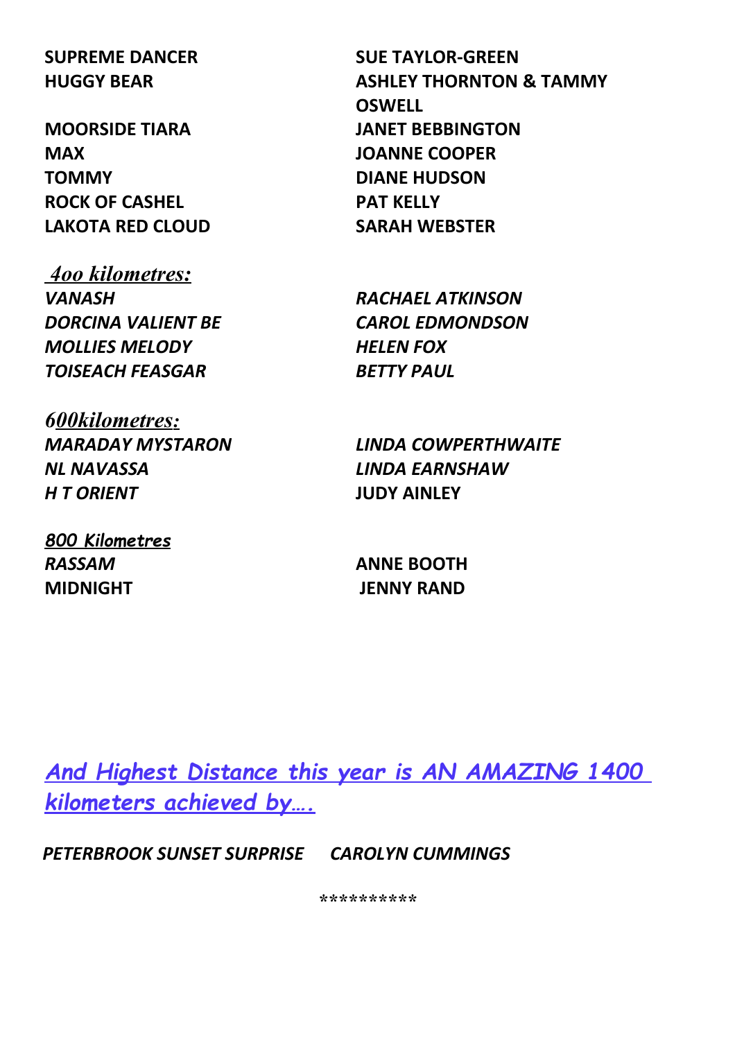| | |
|---|---|
| **SUPREME DANCER** | **SUE TAYLOR-GREEN** |
| **HUGGY BEAR** | **ASHLEY THORNTON & TAMMY OSWELL** |
| **MOORSIDE TIARA** | **JANET BEBBINGTON** |
| **MAX** | **JOANNE COOPER** |
| **TOMMY** | **DIANE HUDSON** |
| **ROCK OF CASHEL** | **PAT KELLY** |
| **LAKOTA RED CLOUD** | **SARAH WEBSTER** |

***4oo kilometres:***

| | |
|---|---|
| ***VANASH*** | ***RACHAEL ATKINSON*** |
| ***DORCINA VALIENT BE*** | ***CAROL EDMONDSON*** |
| ***MOLLIES MELODY*** | ***HELEN FOX*** |
| ***TOISEACH FEASGAR*** | ***BETTY PAUL*** |

***600kilometres:***

| | |
|---|---|
| ***MARADAY MYSTARON*** | ***LINDA COWPERTHWAITE*** |
| ***NL NAVASSA*** | ***LINDA EARNSHAW*** |
| ***H T ORIENT*** | **JUDY AINLEY** |

***800 Kilometres***

| | |
|---|---|
| ***RASSAM*** | **ANNE BOOTH** |
| **MIDNIGHT** | **JENNY RAND** |

***And Highest Distance this year is AN AMAZING 1400 kilometers achieved by….***

***PETERBROOK SUNSET SURPRISE*** ***CAROLYN CUMMINGS***

**********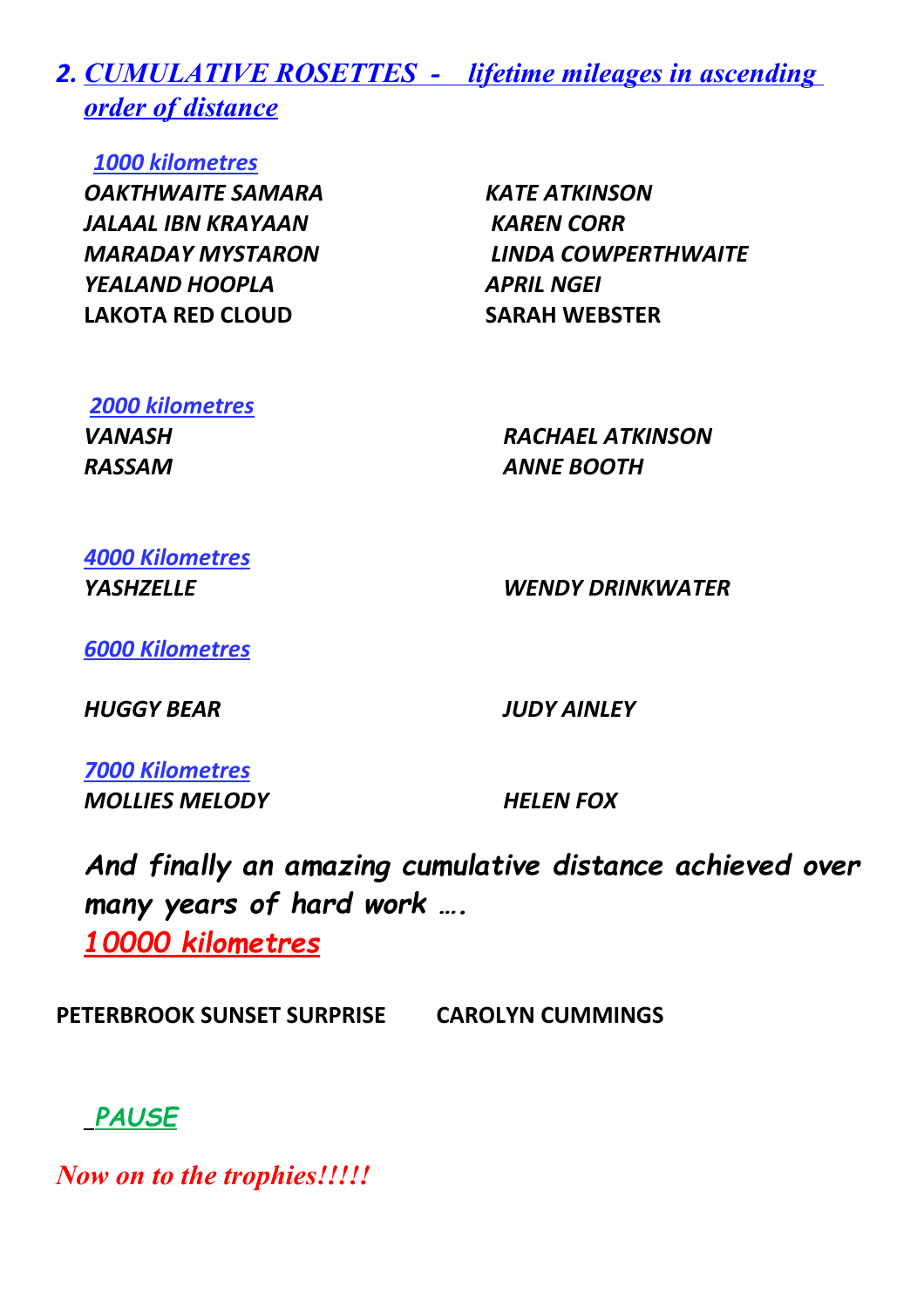## 2. *CUMULATIVE ROSETTES - lifetime mileages in ascending order of distance*

### *1000 kilometres*

| | |
|---|---|
| *OAKTHWAITE SAMARA* | *KATE ATKINSON* |
| *JALAAL IBN KRAYAAN* | *KAREN CORR* |
| *MARADAY MYSTARON* | *LINDA COWPERTHWAITE* |
| *YEALAND HOOPLA* | *APRIL NGEI* |
| LAKOTA RED CLOUD | SARAH WEBSTER |

### *2000 kilometres*

| | |
|---|---|
| *VANASH* | *RACHAEL ATKINSON* |
| *RASSAM* | *ANNE BOOTH* |

### *4000 Kilometres*

| | |
|---|---|
| *YASHZELLE* | *WENDY DRINKWATER* |

### *6000 Kilometres*

| | |
|---|---|
| *HUGGY BEAR* | *JUDY AINLEY* |

### *7000 Kilometres*

| | |
|---|---|
| *MOLLIES MELODY* | *HELEN FOX* |

***And finally an amazing cumulative distance achieved over many years of hard work ….***

### *10000 kilometres*

| | |
|---|---|
| **PETERBROOK SUNSET SURPRISE** | **CAROLYN CUMMINGS** |

***PAUSE***

***Now on to the trophies!!!!!***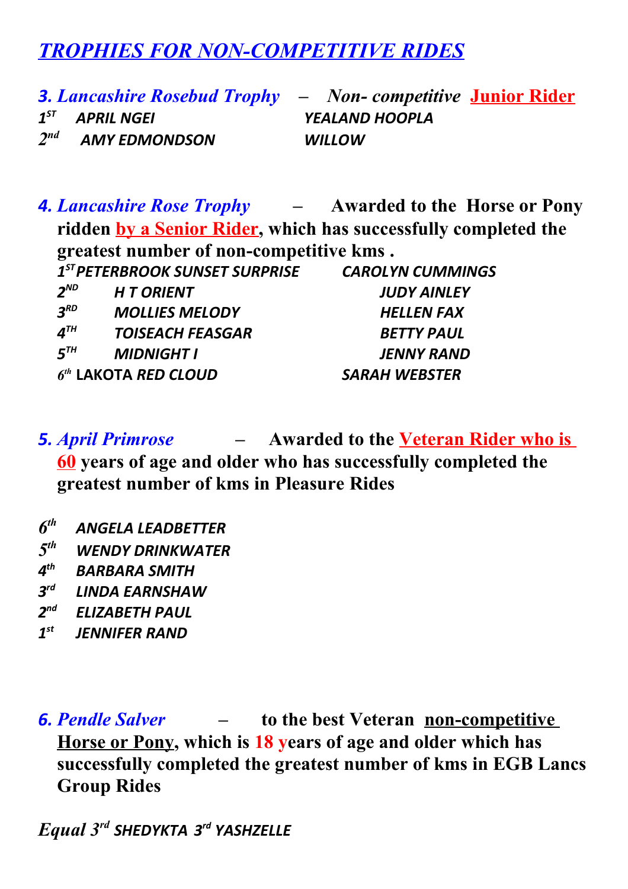# *TROPHIES FOR NON-COMPETITIVE RIDES*

## *3. Lancashire Rosebud Trophy* – *Non- competitive* Junior Rider

| | | |
|---|---|---|
| 1ST | APRIL NGEI | YEALAND HOOPLA |
| 2nd | AMY EDMONDSON | WILLOW |

## *4. Lancashire Rose Trophy* – Awarded to the Horse or Pony ridden by a Senior Rider, which has successfully completed the greatest number of non-competitive kms .

| | | |
|---|---|---|
| 1ST | PETERBROOK SUNSET SURPRISE | CAROLYN CUMMINGS |
| 2ND | H T ORIENT | JUDY AINLEY |
| 3RD | MOLLIES MELODY | HELLEN FAX |
| 4TH | TOISEACH FEASGAR | BETTY PAUL |
| 5TH | MIDNIGHT I | JENNY RAND |
| 6th | LAKOTA RED CLOUD | SARAH WEBSTER |

## *5. April Primrose* – Awarded to the Veteran Rider who is 60 years of age and older who has successfully completed the greatest number of kms in Pleasure Rides

| | |
|---|---|
| 6th | ANGELA LEADBETTER |
| 5th | WENDY DRINKWATER |
| 4th | BARBARA SMITH |
| 3rd | LINDA EARNSHAW |
| 2nd | ELIZABETH PAUL |
| 1st | JENNIFER RAND |

## *6. Pendle Salver* – to the best Veteran non-competitive Horse or Pony, which is 18 years of age and older which has successfully completed the greatest number of kms in EGB Lancs Group Rides

*Equal 3rd SHEDYKTA 3rd YASHZELLE*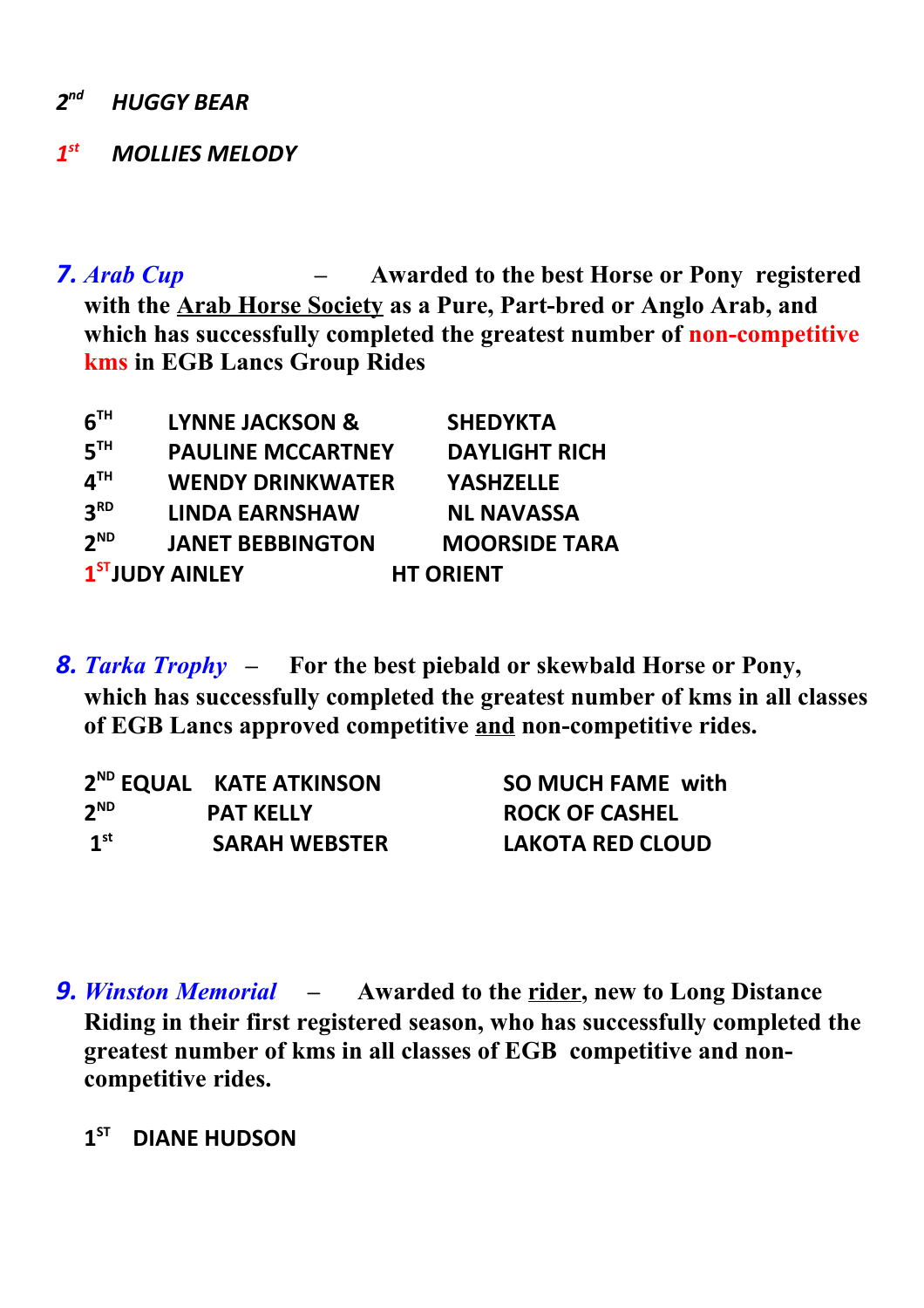2nd HUGGY BEAR

1st MOLLIES MELODY

**7. *Arab Cup*** – **Awarded to the best Horse or Pony registered with the Arab Horse Society as a Pure, Part-bred or Anglo Arab, and which has successfully completed the greatest number of non-competitive kms in EGB Lancs Group Rides**

| | | |
|---|---|---|
| 6TH | LYNNE JACKSON & | SHEDYKTA |
| 5TH | PAULINE MCCARTNEY | DAYLIGHT RICH |
| 4TH | WENDY DRINKWATER | YASHZELLE |
| 3RD | LINDA EARNSHAW | NL NAVASSA |
| 2ND | JANET BEBBINGTON | MOORSIDE TARA |
| 1ST | JUDY AINLEY | HT ORIENT |

**8. *Tarka Trophy*** – **For the best piebald or skewbald Horse or Pony, which has successfully completed the greatest number of kms in all classes of EGB Lancs approved competitive and non-competitive rides.**

| | | |
|---|---|---|
| 2ND EQUAL | KATE ATKINSON | SO MUCH FAME with |
| 2ND | PAT KELLY | ROCK OF CASHEL |
| 1st | SARAH WEBSTER | LAKOTA RED CLOUD |

**9. *Winston Memorial*** – **Awarded to the rider, new to Long Distance Riding in their first registered season, who has successfully completed the greatest number of kms in all classes of EGB competitive and non-competitive rides.**

1ST DIANE HUDSON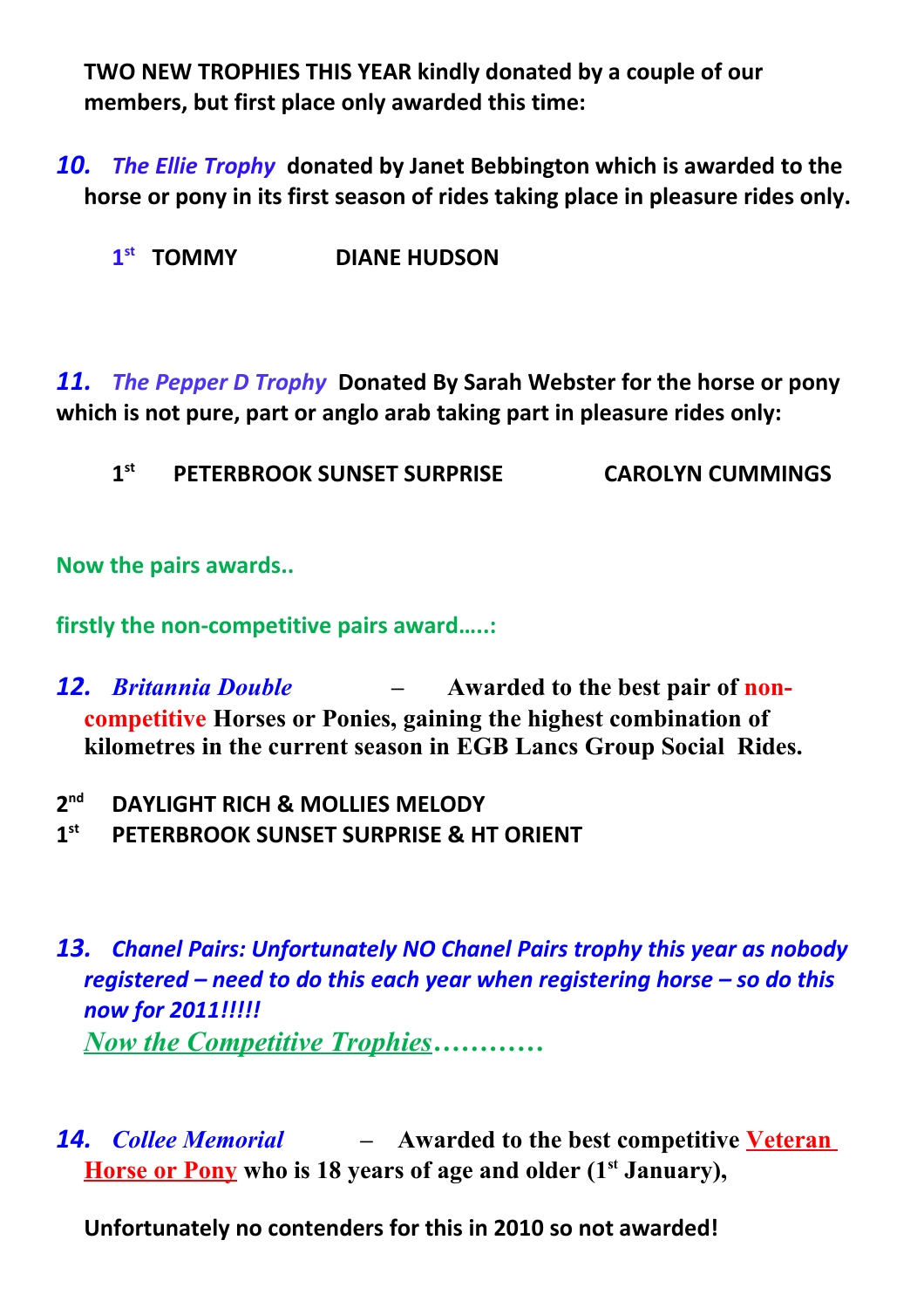**TWO NEW TROPHIES THIS YEAR kindly donated by a couple of our members, but first place only awarded this time:**

***10. The Ellie Trophy*** **donated by Janet Bebbington which is awarded to the horse or pony in its first season of rides taking place in pleasure rides only.**

**1st TOMMY DIANE HUDSON**

***11. The Pepper D Trophy*** **Donated By Sarah Webster for the horse or pony which is not pure, part or anglo arab taking part in pleasure rides only:**

**1st PETERBROOK SUNSET SURPRISE CAROLYN CUMMINGS**

**Now the pairs awards..**

**firstly the non-competitive pairs award…..:**

***12. Britannia Double*** **– Awarded to the best pair of non-competitive Horses or Ponies, gaining the highest combination of kilometres in the current season in EGB Lancs Group Social Rides.**

**2nd DAYLIGHT RICH & MOLLIES MELODY**
**1st PETERBROOK SUNSET SURPRISE & HT ORIENT**

***13. Chanel Pairs: Unfortunately NO Chanel Pairs trophy this year as nobody registered – need to do this each year when registering horse – so do this now for 2011!!!!!***

***Now the Competitive Trophies…………***

***14. Collee Memorial*** **– Awarded to the best competitive Veteran Horse or Pony who is 18 years of age and older (1st January),**

**Unfortunately no contenders for this in 2010 so not awarded!**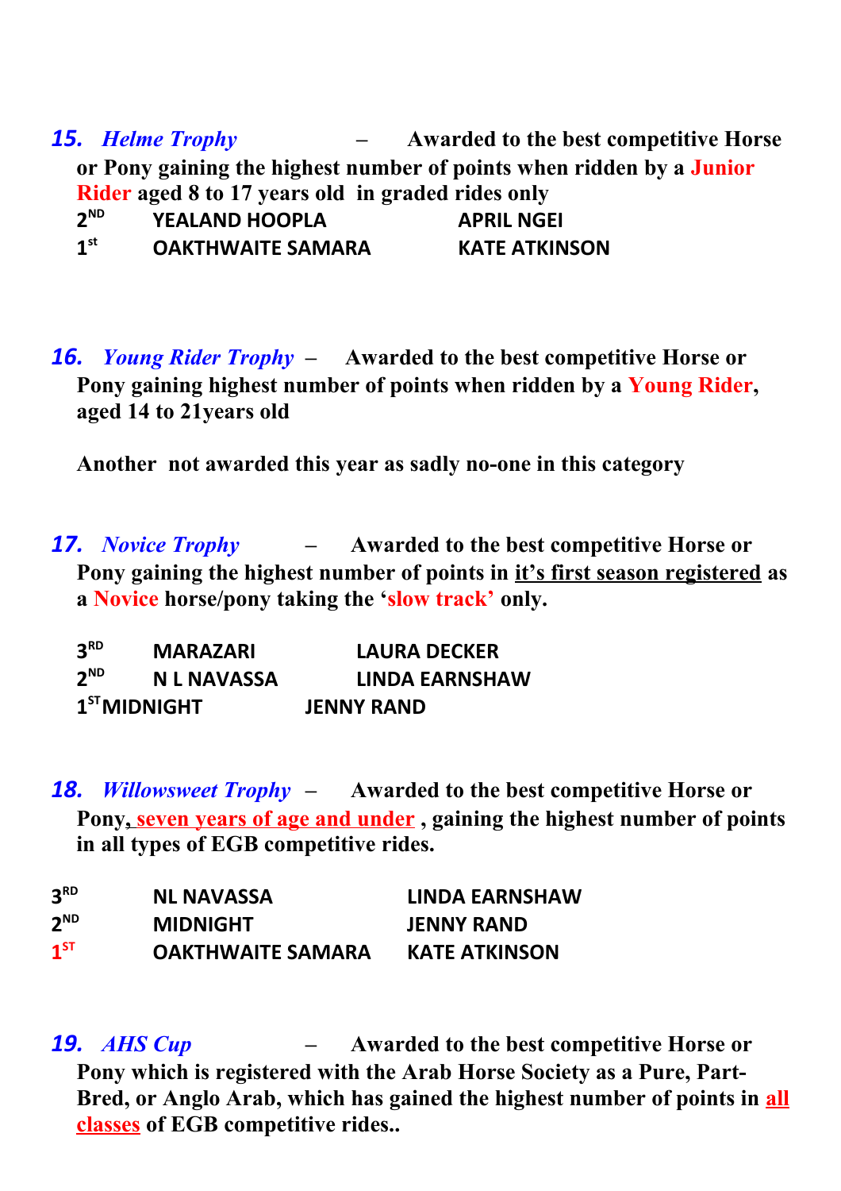**15.** ***Helme Trophy*** – **Awarded to the best competitive Horse or Pony gaining the highest number of points when ridden by a Junior Rider aged 8 to 17 years old in graded rides only**

| | | |
|---|---|---|
| 2ND | YEALAND HOOPLA | APRIL NGEI |
| 1st | OAKTHWAITE SAMARA | KATE ATKINSON |

**16.** ***Young Rider Trophy*** – **Awarded to the best competitive Horse or Pony gaining highest number of points when ridden by a Young Rider, aged 14 to 21years old**

**Another not awarded this year as sadly no-one in this category**

**17.** ***Novice Trophy*** – **Awarded to the best competitive Horse or Pony gaining the highest number of points in it's first season registered as a Novice horse/pony taking the 'slow track' only.**

| | | |
|---|---|---|
| 3RD | MARAZARI | LAURA DECKER |
| 2ND | N L NAVASSA | LINDA EARNSHAW |
| 1ST | MIDNIGHT | JENNY RAND |

**18.** ***Willowsweet Trophy*** – **Awarded to the best competitive Horse or Pony, seven years of age and under , gaining the highest number of points in all types of EGB competitive rides.**

| | | |
|---|---|---|
| 3RD | NL NAVASSA | LINDA EARNSHAW |
| 2ND | MIDNIGHT | JENNY RAND |
| 1ST | OAKTHWAITE SAMARA | KATE ATKINSON |

**19.** ***AHS Cup*** – **Awarded to the best competitive Horse or Pony which is registered with the Arab Horse Society as a Pure, Part-Bred, or Anglo Arab, which has gained the highest number of points in all classes of EGB competitive rides..**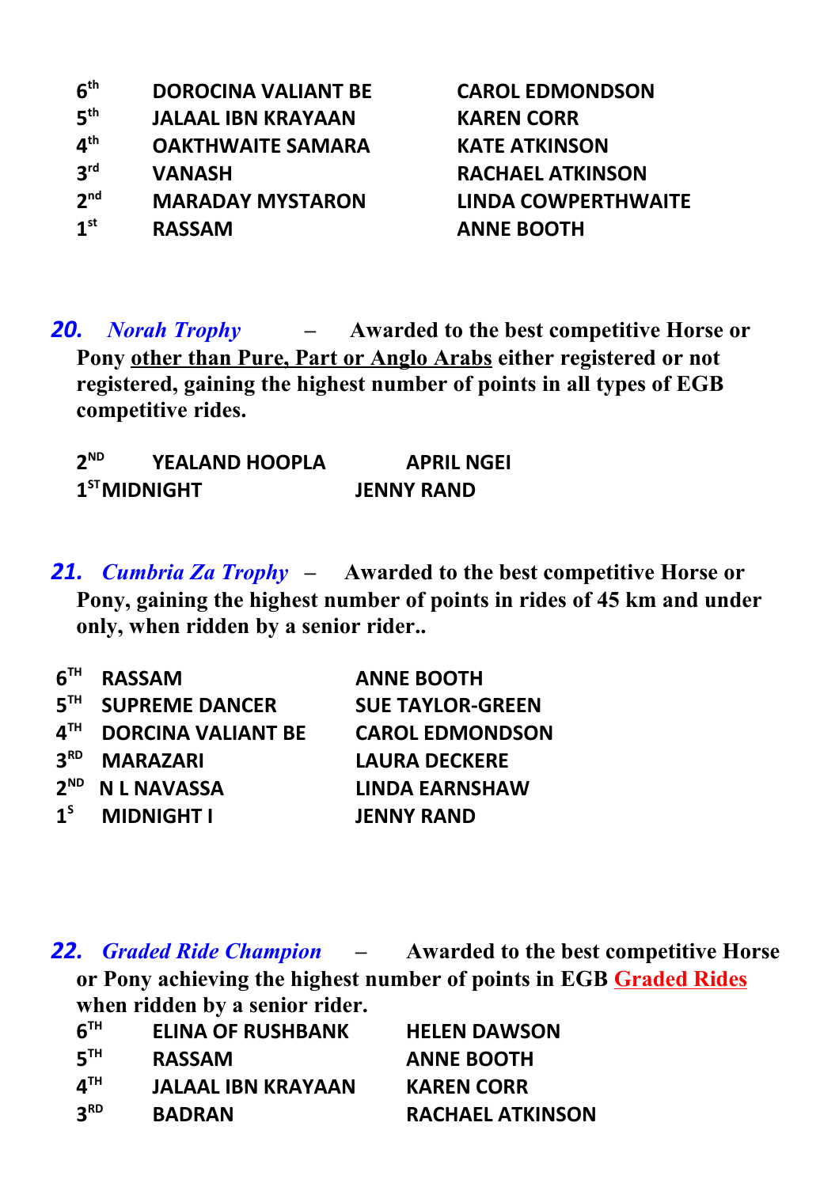| | | |
|---|---|---|
| 6th | DOROCINA VALIANT BE | CAROL EDMONDSON |
| 5th | JALAAL IBN KRAYAAN | KAREN CORR |
| 4th | OAKTHWAITE SAMARA | KATE ATKINSON |
| 3rd | VANASH | RACHAEL ATKINSON |
| 2nd | MARADAY MYSTARON | LINDA COWPERTHWAITE |
| 1st | RASSAM | ANNE BOOTH |

***20.*** ***Norah Trophy*** **– Awarded to the best competitive Horse or Pony <u>other than Pure, Part or Anglo Arabs</u> either registered or not registered, gaining the highest number of points in all types of EGB competitive rides.**

| | | |
|---|---|---|
| 2ND | YEALAND HOOPLA | APRIL NGEI |
| 1ST | MIDNIGHT | JENNY RAND |

***21.*** ***Cumbria Za Trophy*** **– Awarded to the best competitive Horse or Pony, gaining the highest number of points in rides of 45 km and under only, when ridden by a senior rider..**

| | | |
|---|---|---|
| 6TH | RASSAM | ANNE BOOTH |
| 5TH | SUPREME DANCER | SUE TAYLOR-GREEN |
| 4TH | DORCINA VALIANT BE | CAROL EDMONDSON |
| 3RD | MARAZARI | LAURA DECKERE |
| 2ND | N L NAVASSA | LINDA EARNSHAW |
| 1S | MIDNIGHT I | JENNY RAND |

***22.*** ***Graded Ride Champion*** **– Awarded to the best competitive Horse or Pony achieving the highest number of points in EGB <u>Graded Rides</u> when ridden by a senior rider.**

| | | |
|---|---|---|
| 6TH | ELINA OF RUSHBANK | HELEN DAWSON |
| 5TH | RASSAM | ANNE BOOTH |
| 4TH | JALAAL IBN KRAYAAN | KAREN CORR |
| 3RD | BADRAN | RACHAEL ATKINSON |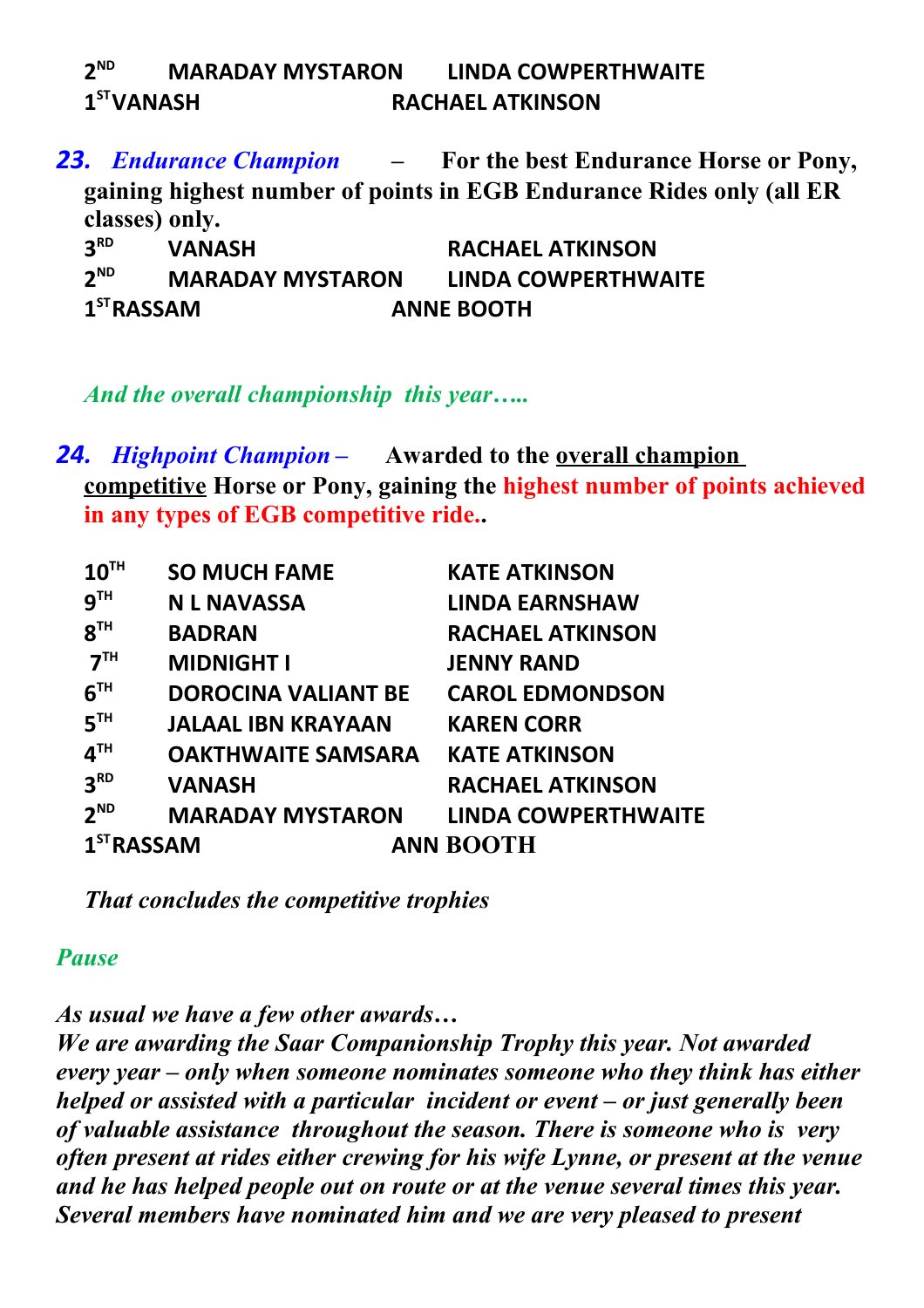| | | |
|---|---|---|
| 2ND | MARADAY MYSTARON | LINDA COWPERTHWAITE |
| 1ST | VANASH | RACHAEL ATKINSON |

**23.** ***Endurance Champion*** **– For the best Endurance Horse or Pony, gaining highest number of points in EGB Endurance Rides only (all ER classes) only.**

| | | |
|---|---|---|
| 3RD | VANASH | RACHAEL ATKINSON |
| 2ND | MARADAY MYSTARON | LINDA COWPERTHWAITE |
| 1ST | RASSAM | ANNE BOOTH |

*And the overall championship this year…..*

**24.** ***Highpoint Champion*** **– Awarded to the overall champion competitive Horse or Pony, gaining the highest number of points achieved in any types of EGB competitive ride..**

| | | |
|---|---|---|
| 10TH | SO MUCH FAME | KATE ATKINSON |
| 9TH | N L NAVASSA | LINDA EARNSHAW |
| 8TH | BADRAN | RACHAEL ATKINSON |
| 7TH | MIDNIGHT I | JENNY RAND |
| 6TH | DOROCINA VALIANT BE | CAROL EDMONDSON |
| 5TH | JALAAL IBN KRAYAAN | KAREN CORR |
| 4TH | OAKTHWAITE SAMSARA | KATE ATKINSON |
| 3RD | VANASH | RACHAEL ATKINSON |
| 2ND | MARADAY MYSTARON | LINDA COWPERTHWAITE |
| 1ST | RASSAM | ANN BOOTH |

*That concludes the competitive trophies*

*Pause*

*As usual we have a few other awards…*

*We are awarding the Saar Companionship Trophy this year. Not awarded every year – only when someone nominates someone who they think has either helped or assisted with a particular incident or event – or just generally been of valuable assistance throughout the season. There is someone who is very often present at rides either crewing for his wife Lynne, or present at the venue and he has helped people out on route or at the venue several times this year. Several members have nominated him and we are very pleased to present*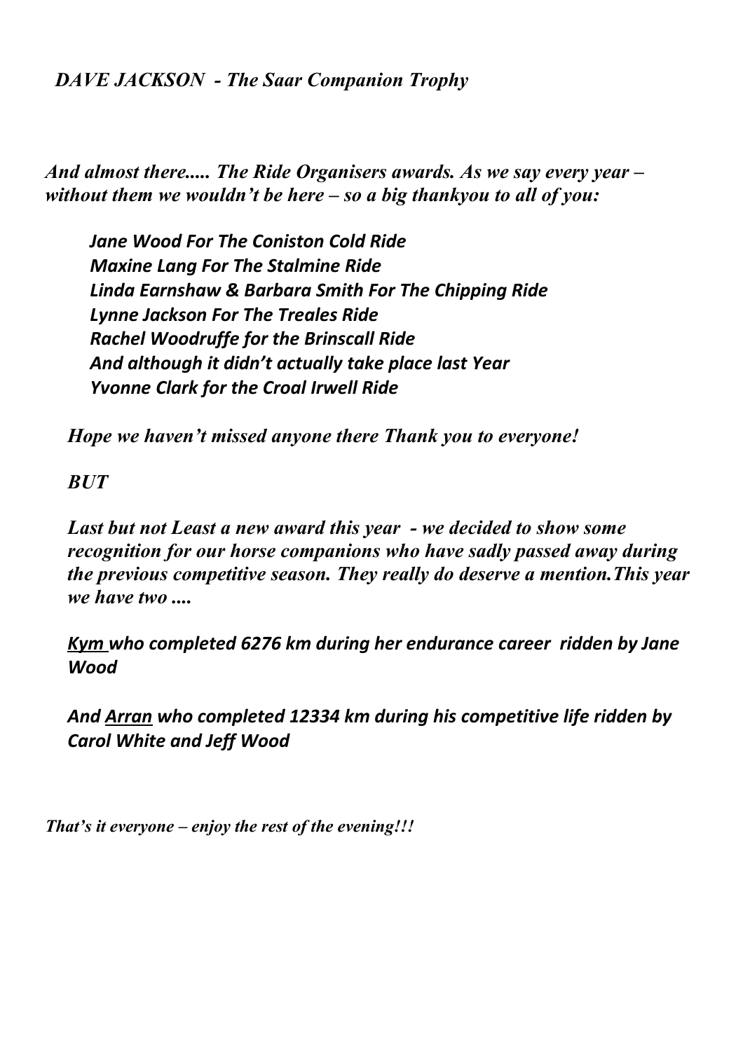***DAVE JACKSON - The Saar Companion Trophy***

***And almost there..... The Ride Organisers awards. As we say every year – without them we wouldn't be here – so a big thankyou to all of you:***

***Jane Wood For The Coniston Cold Ride***
***Maxine Lang For The Stalmine Ride***
***Linda Earnshaw & Barbara Smith For The Chipping Ride***
***Lynne Jackson For The Treales Ride***
***Rachel Woodruffe for the Brinscall Ride***
***And although it didn't actually take place last Year***
***Yvonne Clark for the Croal Irwell Ride***

***Hope we haven't missed anyone there Thank you to everyone!***

***BUT***

***Last but not Least a new award this year - we decided to show some recognition for our horse companions who have sadly passed away during the previous competitive season. They really do deserve a mention.This year we have two ....***

***<u>Kym</u> who completed 6276 km during her endurance career ridden by Jane Wood***

***And <u>Arran</u> who completed 12334 km during his competitive life ridden by Carol White and Jeff Wood***

***That's it everyone – enjoy the rest of the evening!!!***